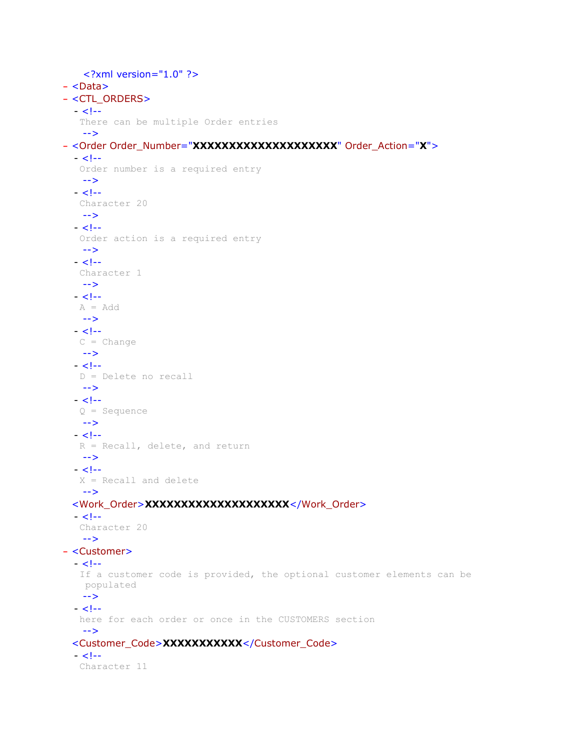```
<?xml version="1.0" ?>
- <Data>
- <CTL_ORDERS>
  - <!--
    There can be multiple Order entries
    -->
- <Order Order_Number="XXXXXXXXXXXXXXXXXXXX" Order_Action="X">
  - <!--
    Order number is a required entry
    -->
  - <!--
    Character 20
    -->
  - <!--
    Order action is a required entry
    -->
  - <!--
    Character 1
    -->
  - <!--
    A = Add
    -->
  - <!--
    C = Change
    -->
  - <!--
    D = Delete no recall
    -->
  - <!--
    Q = Sequence
    -->
  - <!--
    R = Recall, delete, and return
    -->
  - <!--
    X = Recall and delete
    -->
  <Work_Order>XXXXXXXXXXXXXXXXXXXX</Work_Order>
  - <!--
    Character 20
    -->
- <Customer>
  - <!--
    If a customer code is provided, the optional customer elements can be
     populated
    -->
  - <!--
    here for each order or once in the CUSTOMERS section
    -->
  <Customer_Code>XXXXXXXXXXX</Customer_Code>
  - <!--
    Character 11
```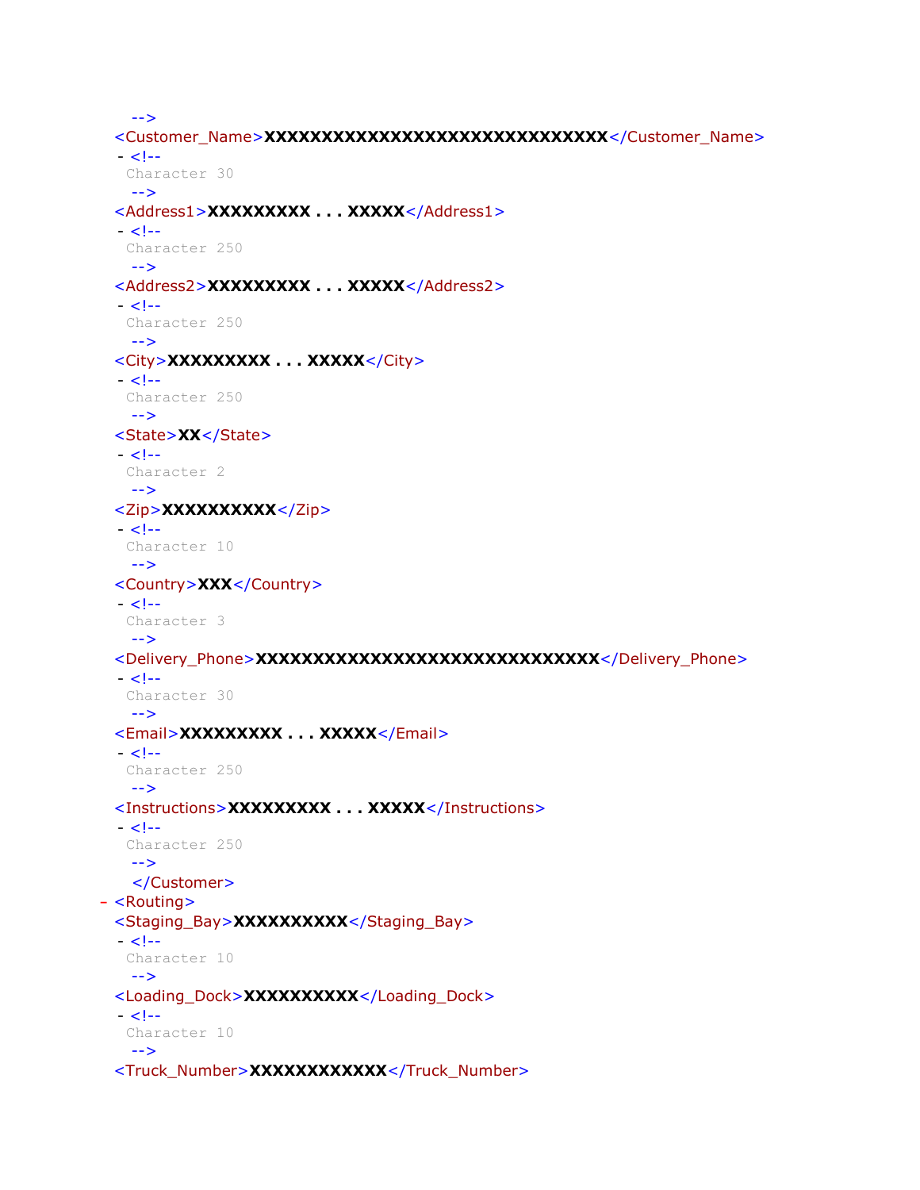```
    -->
  <Customer_Name>XXXXXXXXXXXXXXXXXXXXXXXXXXXXXX</Customer_Name>
  - <!--
    Character 30
    -->
  <Address1>XXXXXXXXX . . . XXXXX</Address1>
  - <!--
    Character 250
    -->
  <Address2>XXXXXXXXX . . . XXXXX</Address2>
  - <!--
    Character 250
    -->
  <City>XXXXXXXXX . . . XXXXX</City>
  - <!--
    Character 250
    -->
  <State>XX</State>
  - <!--
    Character 2
    -->
  <Zip>XXXXXXXXXX</Zip>
  - <!--
    Character 10
    -->
  <Country>XXX</Country>
  - <!--
    Character 3
    -->
  <Delivery_Phone>XXXXXXXXXXXXXXXXXXXXXXXXXXXXXX</Delivery_Phone>
  - <!--
    Character 30
    -->
  <Email>XXXXXXXXX . . . XXXXX</Email>
  - <!--
    Character 250
    -->
  <Instructions>XXXXXXXXX . . . XXXXX</Instructions>
  - <!--
    Character 250
    -->
    </Customer>
- <Routing>
  <Staging_Bay>XXXXXXXXXX</Staging_Bay>
  - <!--
    Character 10
    -->
  <Loading_Dock>XXXXXXXXXX</Loading_Dock>
  - <!--
    Character 10
    -->
  <Truck_Number>XXXXXXXXXXXX</Truck_Number>
```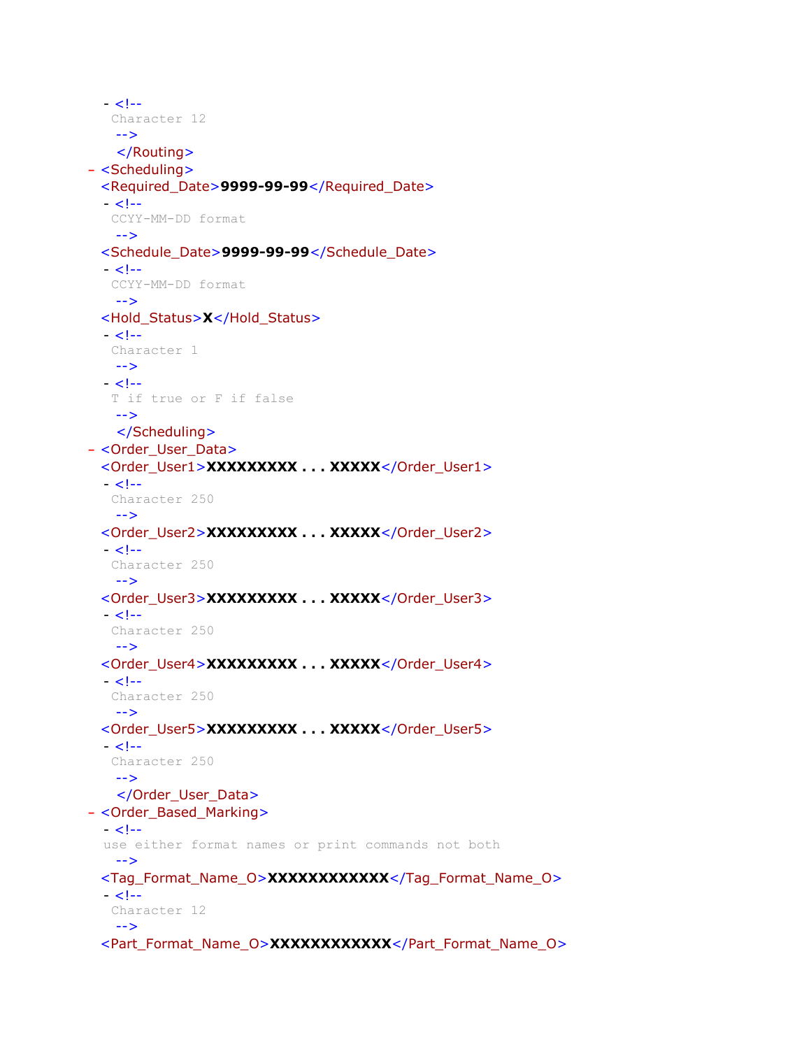```
  - <!--
   Character 12
    -->
    </Routing>
- <Scheduling>
  <Required_Date>9999-99-99</Required_Date>
  - <!--
   CCYY-MM-DD format
    -->
  <Schedule_Date>9999-99-99</Schedule_Date>
  - <!--
   CCYY-MM-DD format
    -->
  <Hold_Status>X</Hold_Status>
  - <!--
   Character 1
    -->
  - <!--
   T if true or F if false
    -->
    </Scheduling>
- <Order_User_Data>
  <Order_User1>XXXXXXXXX . . . XXXXX</Order_User1>
  - <!--
   Character 250
    -->
  <Order_User2>XXXXXXXXX . . . XXXXX</Order_User2>
  - <!--
   Character 250
    -->
  <Order_User3>XXXXXXXXX . . . XXXXX</Order_User3>
  - <!--
   Character 250
    -->
  <Order_User4>XXXXXXXXX . . . XXXXX</Order_User4>
  - <!--
   Character 250
    -->
  <Order_User5>XXXXXXXXX . . . XXXXX</Order_User5>
  - <!--
   Character 250
    -->
    </Order_User_Data>
- <Order_Based_Marking>
  - <!--
  use either format names or print commands not both
    -->
  <Tag_Format_Name_O>XXXXXXXXXXXX</Tag_Format_Name_O>
  - <!--
   Character 12
    -->
  <Part_Format_Name_O>XXXXXXXXXXXX</Part_Format_Name_O>
```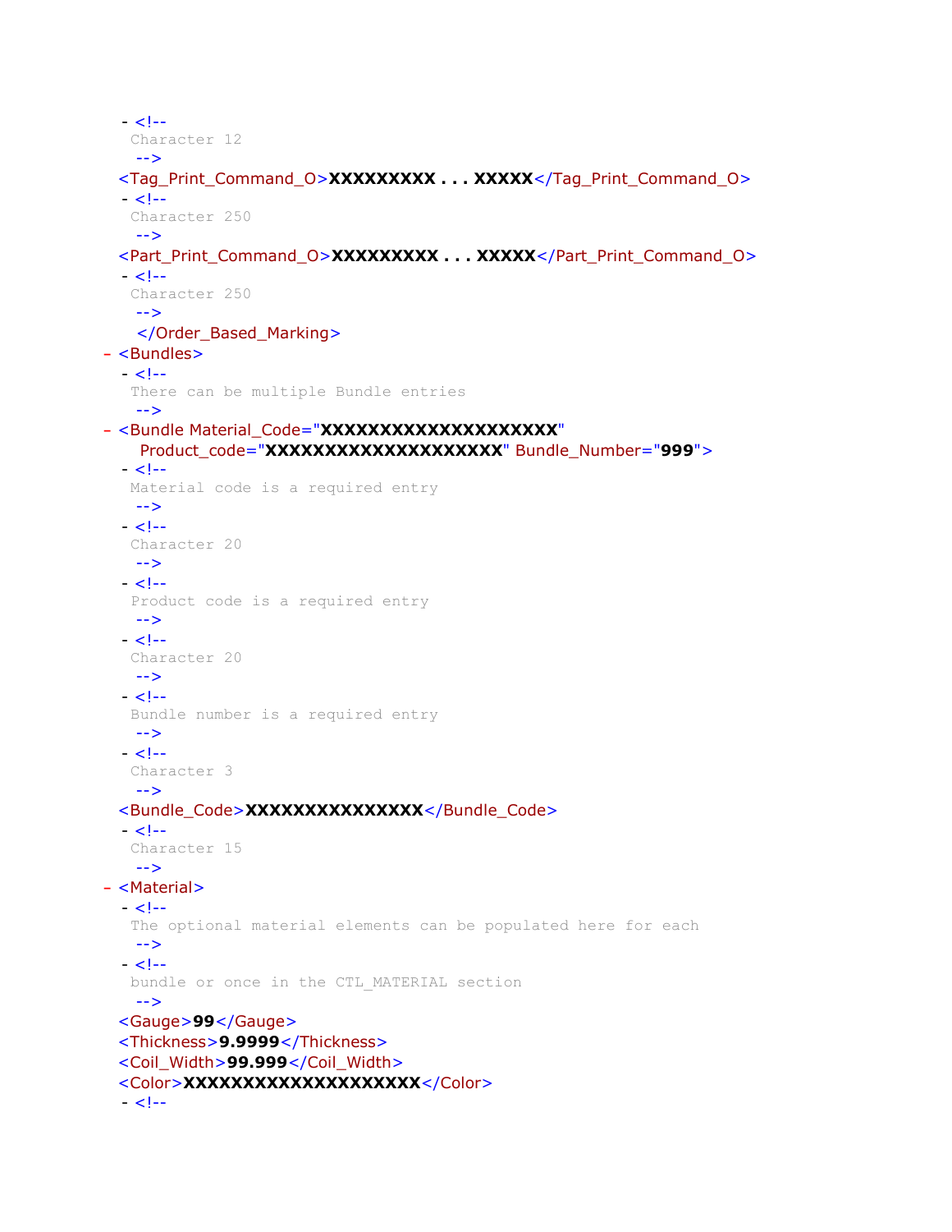```
- <!--
  Character 12
  -->
<Tag_Print_Command_O>XXXXXXXXX . . . XXXXX</Tag_Print_Command_O>
- <!--
  Character 250
  -->
<Part_Print_Command_O>XXXXXXXXX . . . XXXXX</Part_Print_Command_O>
- <!--
  Character 250
  -->
  </Order_Based_Marking>
- <Bundles>
- <!--
  There can be multiple Bundle entries
  -->
- <Bundle Material_Code="XXXXXXXXXXXXXXXXXXXX"
    Product_code="XXXXXXXXXXXXXXXXXXXX" Bundle_Number="999">
- <!--
  Material code is a required entry
  -->
- <!--
  Character 20
  -->
- <!--
  Product code is a required entry
  -->
- <!--
  Character 20
  -->
- <!--
  Bundle number is a required entry
  -->
- <!--
  Character 3
  -->
<Bundle_Code>XXXXXXXXXXXXXXX</Bundle_Code>
- <!--
  Character 15
  -->
- <Material>
- <!--
  The optional material elements can be populated here for each
  -->
- <!--
  bundle or once in the CTL_MATERIAL section
  -->
<Gauge>99</Gauge>
<Thickness>9.9999</Thickness>
<Coil_Width>99.999</Coil_Width>
<Color>XXXXXXXXXXXXXXXXXXXX</Color>
- <!--
```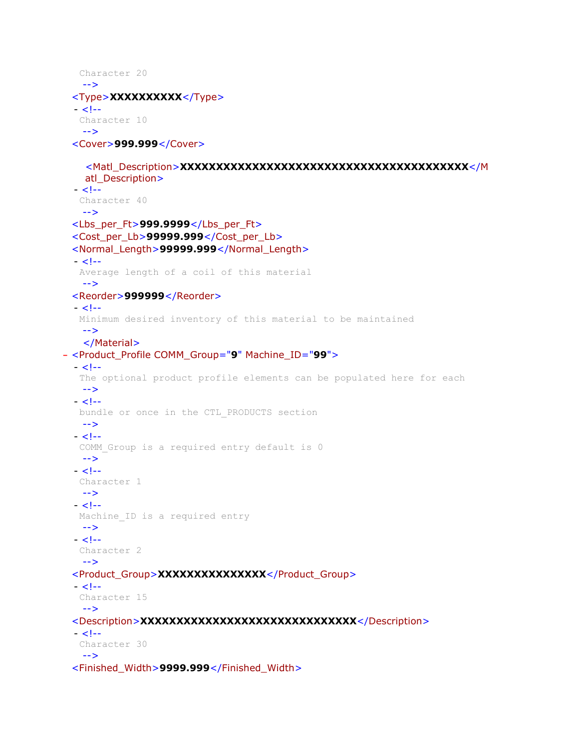```
  Character 20
  -->
<Type>XXXXXXXXXX</Type>
- <!--
  Character 10
  -->
<Cover>999.999</Cover>

  <Matl_Description>XXXXXXXXXXXXXXXXXXXXXXXXXXXXXXXXXXXXXXXX</M
  atl_Description>
- <!--
  Character 40
  -->
<Lbs_per_Ft>999.9999</Lbs_per_Ft>
<Cost_per_Lb>99999.999</Cost_per_Lb>
<Normal_Length>99999.999</Normal_Length>
- <!--
  Average length of a coil of this material
  -->
<Reorder>999999</Reorder>
- <!--
  Minimum desired inventory of this material to be maintained
  -->
  </Material>
- <Product_Profile COMM_Group="9" Machine_ID="99">
- <!--
  The optional product profile elements can be populated here for each
  -->
- <!--
  bundle or once in the CTL_PRODUCTS section
  -->
- <!--
  COMM_Group is a required entry default is 0
  -->
- <!--
  Character 1
  -->
- <!--
  Machine_ID is a required entry
  -->
- <!--
  Character 2
  -->
<Product_Group>XXXXXXXXXXXXXXX</Product_Group>
- <!--
  Character 15
  -->
<Description>XXXXXXXXXXXXXXXXXXXXXXXXXXXXXX</Description>
- <!--
  Character 30
  -->
<Finished_Width>9999.999</Finished_Width>
```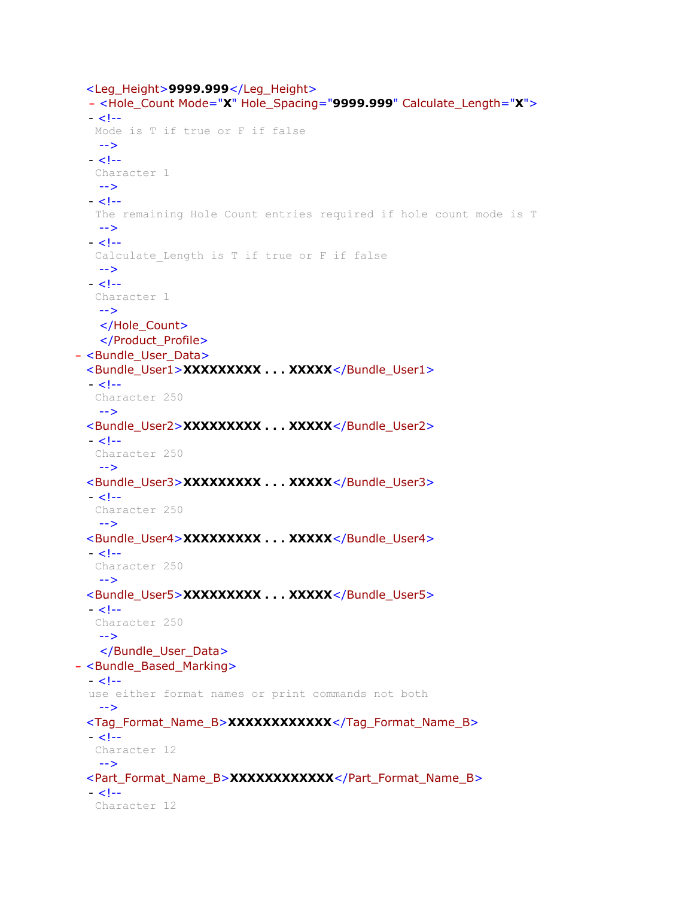```
  <Leg_Height>9999.999</Leg_Height>
  - <Hole_Count Mode="X" Hole_Spacing="9999.999" Calculate_Length="X">
  - <!--
   Mode is T if true or F if false
    -->
  - <!--
   Character 1
    -->
  - <!--
   The remaining Hole Count entries required if hole count mode is T
    -->
  - <!--
   Calculate_Length is T if true or F if false
    -->
  - <!--
   Character 1
    -->
    </Hole_Count>
    </Product_Profile>
- <Bundle_User_Data>
  <Bundle_User1>XXXXXXXXX . . . XXXXX</Bundle_User1>
  - <!--
   Character 250
    -->
  <Bundle_User2>XXXXXXXXX . . . XXXXX</Bundle_User2>
  - <!--
   Character 250
    -->
  <Bundle_User3>XXXXXXXXX . . . XXXXX</Bundle_User3>
  - <!--
   Character 250
    -->
  <Bundle_User4>XXXXXXXXX . . . XXXXX</Bundle_User4>
  - <!--
   Character 250
    -->
  <Bundle_User5>XXXXXXXXX . . . XXXXX</Bundle_User5>
  - <!--
   Character 250
    -->
    </Bundle_User_Data>
- <Bundle_Based_Marking>
  - <!--
  use either format names or print commands not both
    -->
  <Tag_Format_Name_B>XXXXXXXXXXXX</Tag_Format_Name_B>
  - <!--
   Character 12
    -->
  <Part_Format_Name_B>XXXXXXXXXXXX</Part_Format_Name_B>
  - <!--
   Character 12
```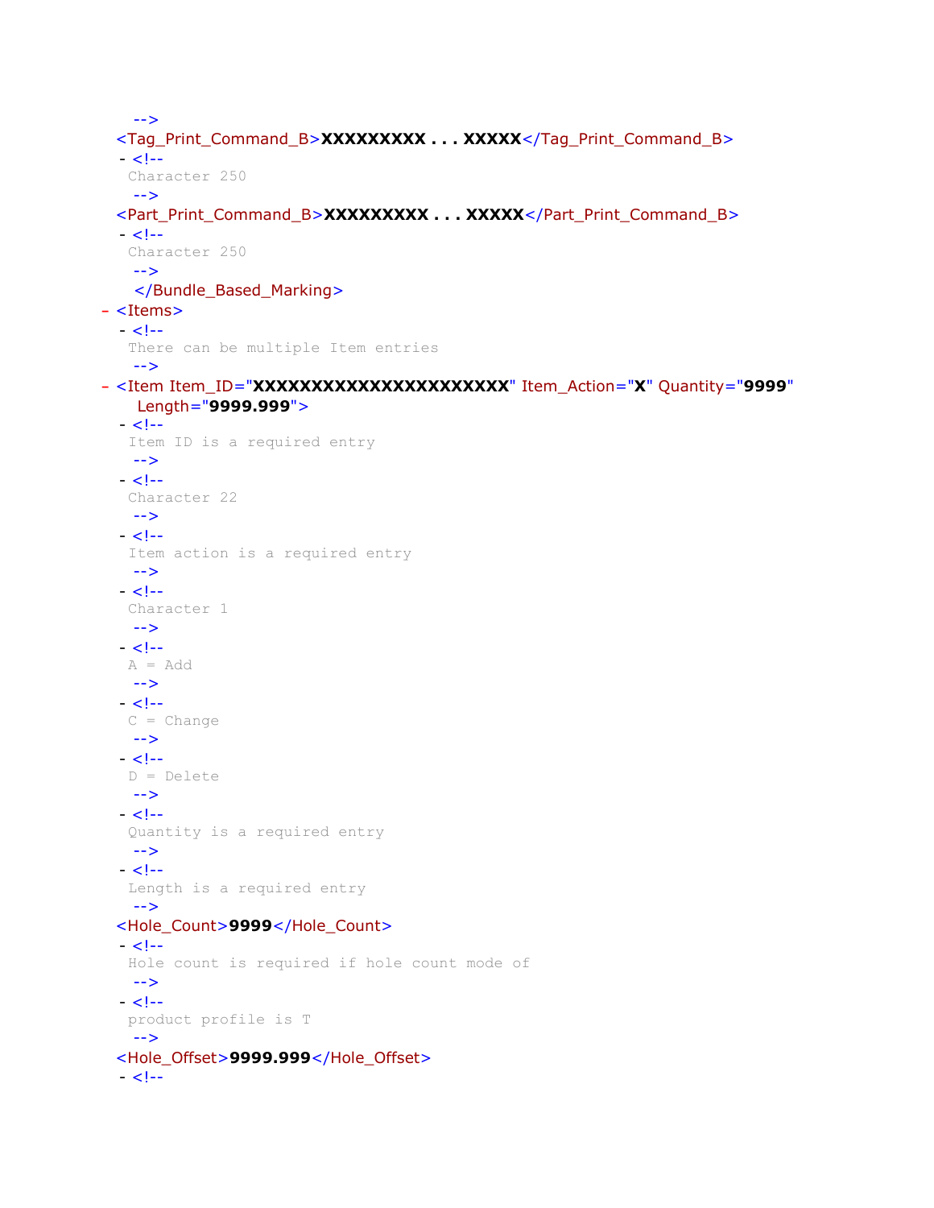```
    -->
  <Tag_Print_Command_B>XXXXXXXXX . . . XXXXX</Tag_Print_Command_B>
  - <!--
    Character 250
    -->
  <Part_Print_Command_B>XXXXXXXXX . . . XXXXX</Part_Print_Command_B>
  - <!--
    Character 250
    -->
    </Bundle_Based_Marking>
- <Items>
  - <!--
    There can be multiple Item entries
    -->
- <Item Item_ID="XXXXXXXXXXXXXXXXXXXXXX" Item_Action="X" Quantity="9999"
    Length="9999.999">
  - <!--
    Item ID is a required entry
    -->
  - <!--
    Character 22
    -->
  - <!--
    Item action is a required entry
    -->
  - <!--
    Character 1
    -->
  - <!--
    A = Add
    -->
  - <!--
    C = Change
    -->
  - <!--
    D = Delete
    -->
  - <!--
    Quantity is a required entry
    -->
  - <!--
    Length is a required entry
    -->
  <Hole_Count>9999</Hole_Count>
  - <!--
    Hole count is required if hole count mode of
    -->
  - <!--
    product profile is T
    -->
  <Hole_Offset>9999.999</Hole_Offset>
  - <!--
```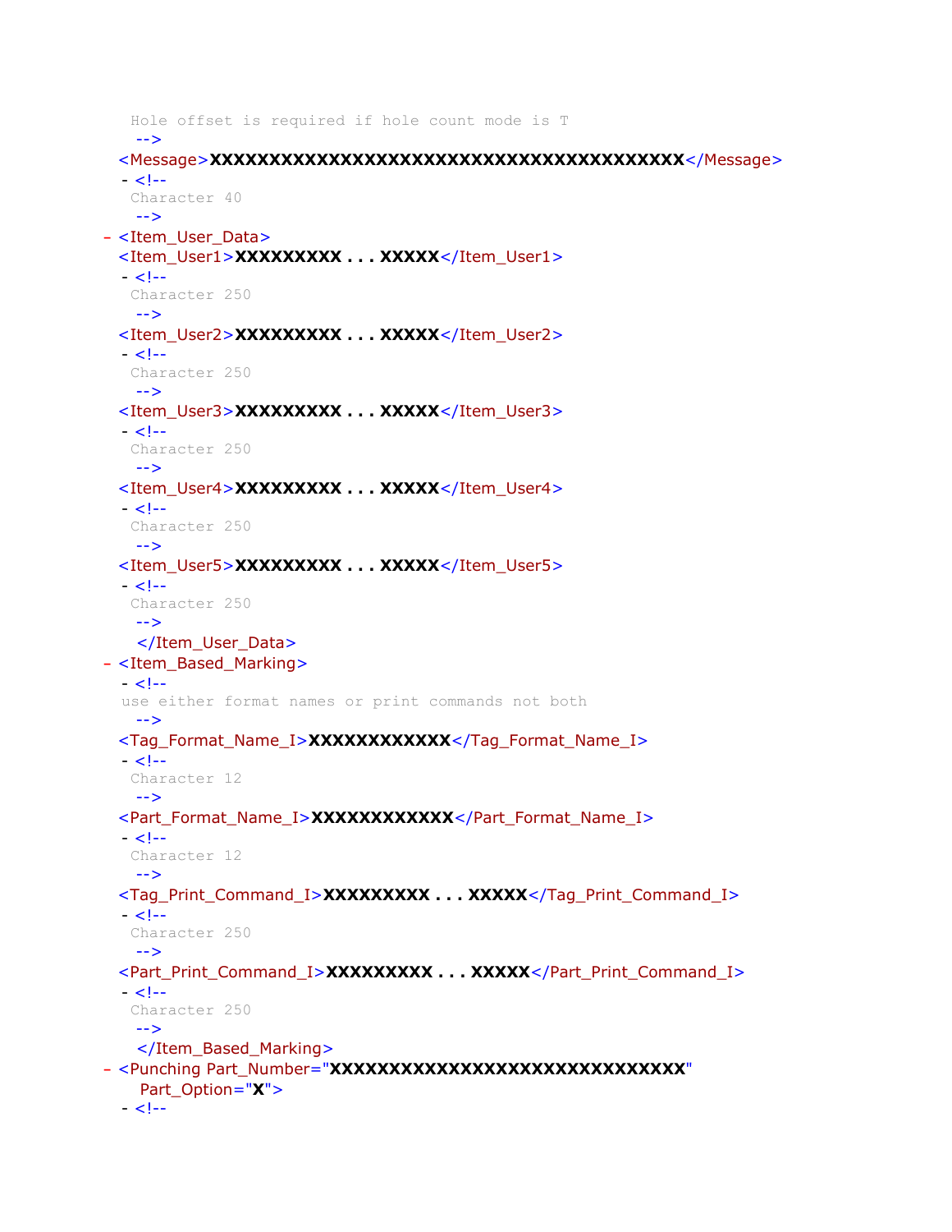```
   Hole offset is required if hole count mode is T
   -->
  <Message>XXXXXXXXXXXXXXXXXXXXXXXXXXXXXXXXXXXXXXXX</Message>
  - <!--
   Character 40
   -->
- <Item_User_Data>
  <Item_User1>XXXXXXXXX . . . XXXXX</Item_User1>
  - <!--
   Character 250
   -->
  <Item_User2>XXXXXXXXX . . . XXXXX</Item_User2>
  - <!--
   Character 250
   -->
  <Item_User3>XXXXXXXXX . . . XXXXX</Item_User3>
  - <!--
   Character 250
   -->
  <Item_User4>XXXXXXXXX . . . XXXXX</Item_User4>
  - <!--
   Character 250
   -->
  <Item_User5>XXXXXXXXX . . . XXXXX</Item_User5>
  - <!--
   Character 250
   -->
   </Item_User_Data>
- <Item_Based_Marking>
  - <!--
  use either format names or print commands not both
   -->
  <Tag_Format_Name_I>XXXXXXXXXXXX</Tag_Format_Name_I>
  - <!--
   Character 12
   -->
  <Part_Format_Name_I>XXXXXXXXXXXX</Part_Format_Name_I>
  - <!--
   Character 12
   -->
  <Tag_Print_Command_I>XXXXXXXXX . . . XXXXX</Tag_Print_Command_I>
  - <!--
   Character 250
   -->
  <Part_Print_Command_I>XXXXXXXXX . . . XXXXX</Part_Print_Command_I>
  - <!--
   Character 250
   -->
   </Item_Based_Marking>
- <Punching Part_Number="XXXXXXXXXXXXXXXXXXXXXXXXXXXXXX"
    Part_Option="X">
  - <!--
```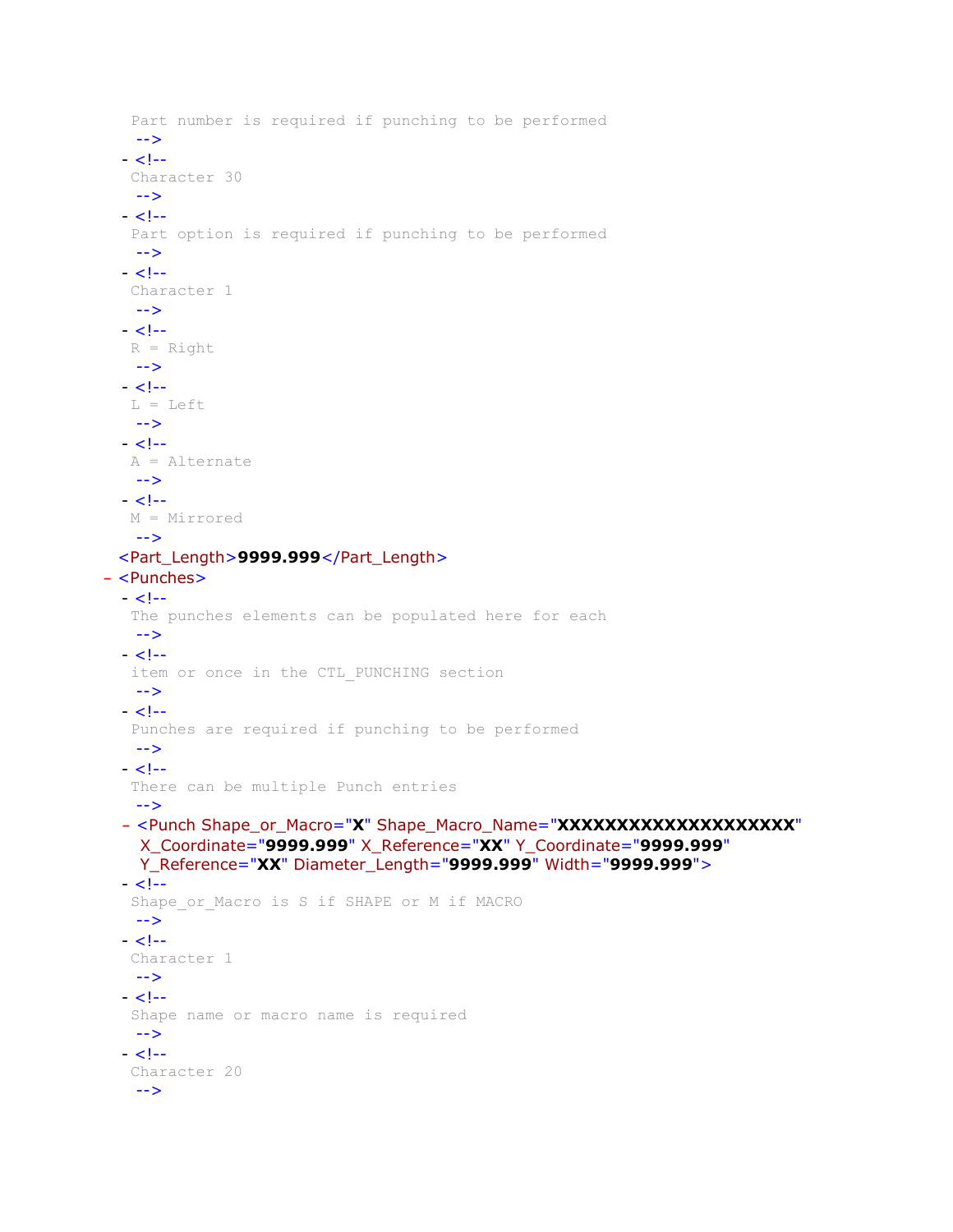```
    Part number is required if punching to be performed
    -->
  - <!--
    Character 30
    -->
  - <!--
    Part option is required if punching to be performed
    -->
  - <!--
    Character 1
    -->
  - <!--
    R = Right
    -->
  - <!--
    L = Left
    -->
  - <!--
    A = Alternate
    -->
  - <!--
    M = Mirrored
    -->
  <Part_Length>9999.999</Part_Length>
- <Punches>
  - <!--
    The punches elements can be populated here for each
    -->
  - <!--
    item or once in the CTL_PUNCHING section
    -->
  - <!--
    Punches are required if punching to be performed
    -->
  - <!--
    There can be multiple Punch entries
    -->
  - <Punch Shape_or_Macro="X" Shape_Macro_Name="XXXXXXXXXXXXXXXXXXXX"
    X_Coordinate="9999.999" X_Reference="XX" Y_Coordinate="9999.999"
    Y_Reference="XX" Diameter_Length="9999.999" Width="9999.999">
  - <!--
    Shape_or_Macro is S if SHAPE or M if MACRO
    -->
  - <!--
    Character 1
    -->
  - <!--
    Shape name or macro name is required
    -->
  - <!--
    Character 20
    -->
```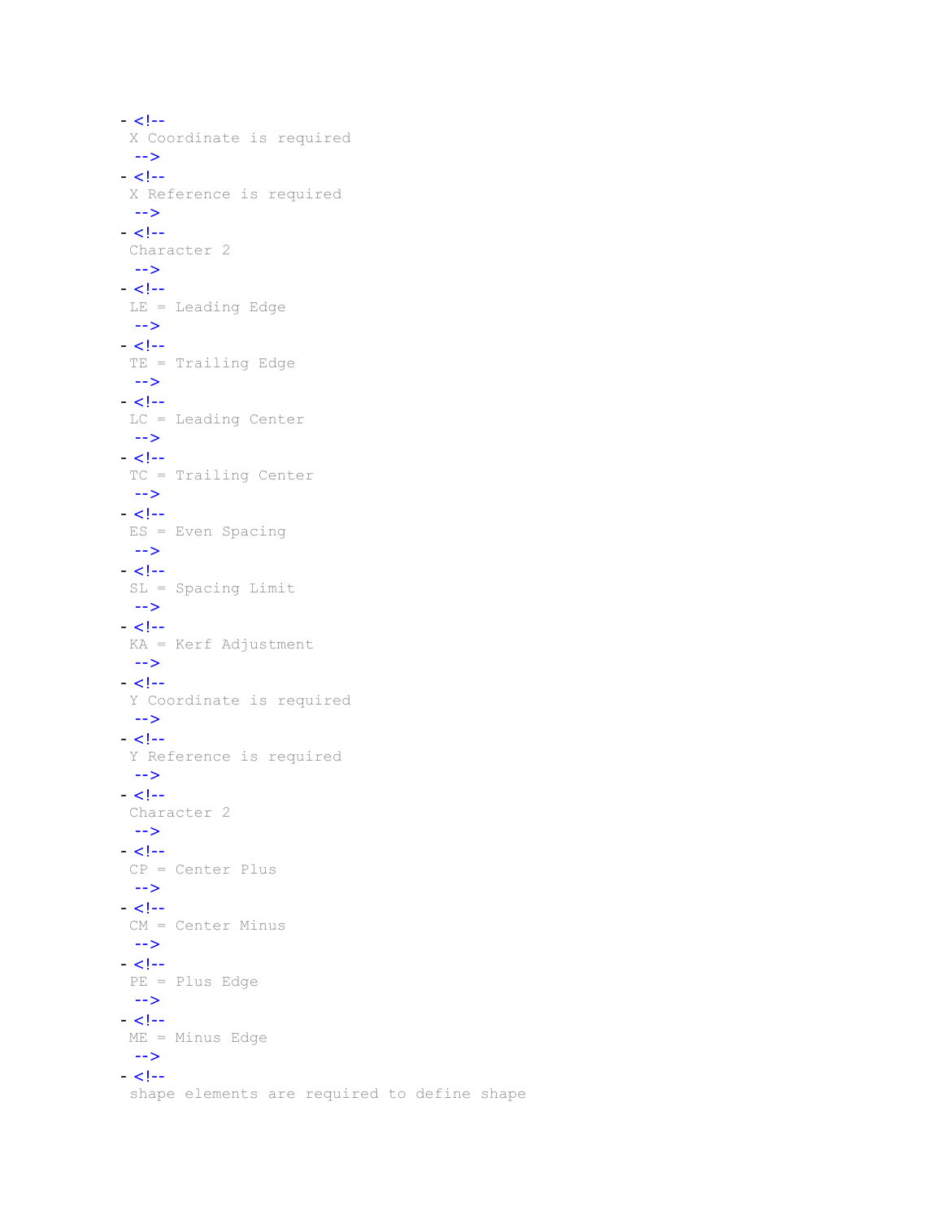```
- <!--
 X Coordinate is required
 -->
- <!--
 X Reference is required
 -->
- <!--
 Character 2
 -->
- <!--
 LE = Leading Edge
 -->
- <!--
 TE = Trailing Edge
 -->
- <!--
 LC = Leading Center
 -->
- <!--
 TC = Trailing Center
 -->
- <!--
 ES = Even Spacing
 -->
- <!--
 SL = Spacing Limit
 -->
- <!--
 KA = Kerf Adjustment
 -->
- <!--
 Y Coordinate is required
 -->
- <!--
 Y Reference is required
 -->
- <!--
 Character 2
 -->
- <!--
 CP = Center Plus
 -->
- <!--
 CM = Center Minus
 -->
- <!--
 PE = Plus Edge
 -->
- <!--
 ME = Minus Edge
 -->
- <!--
 shape elements are required to define shape
```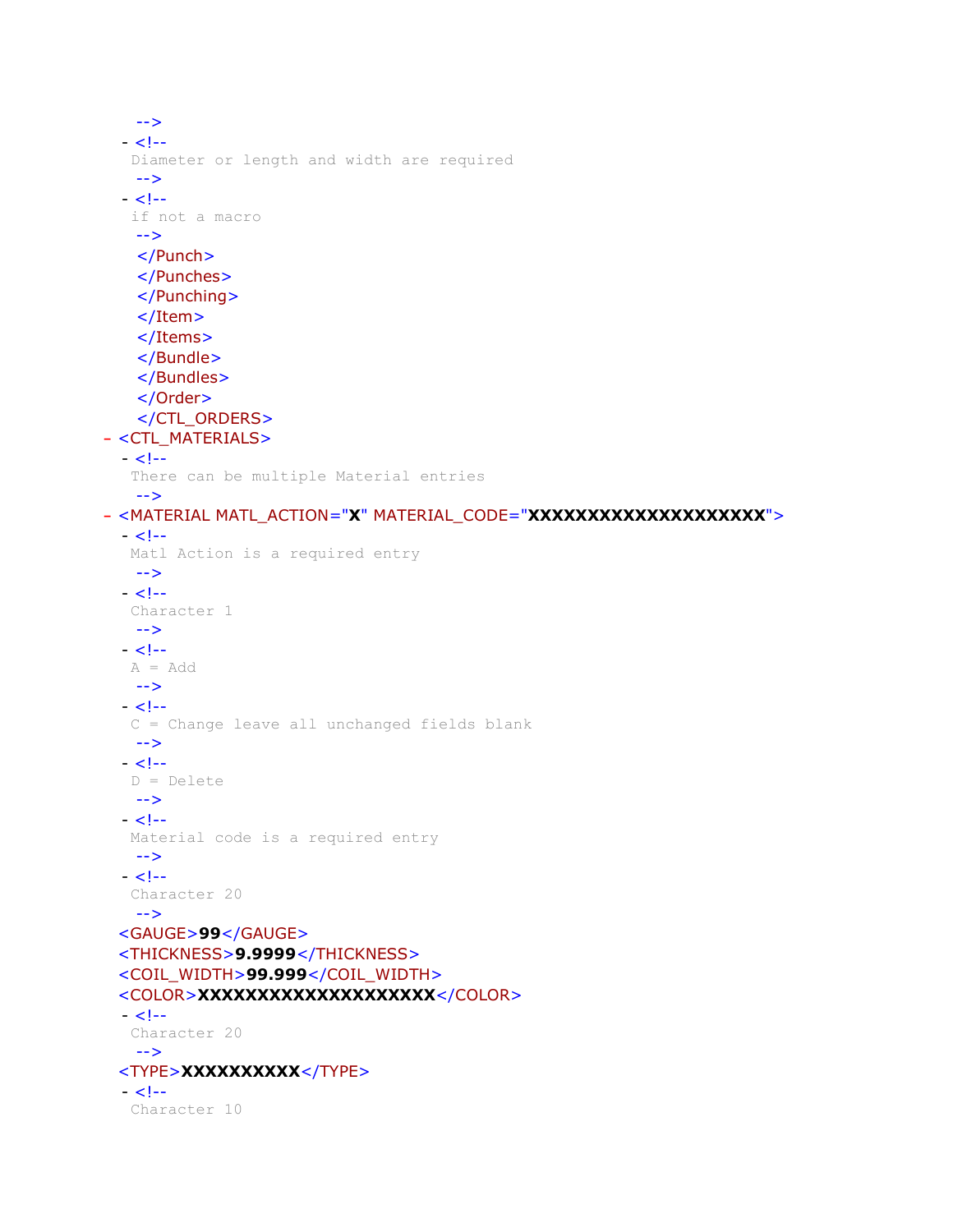```
    -->
  - <!--
    Diameter or length and width are required
    -->
  - <!--
    if not a macro
    -->
    </Punch>
    </Punches>
    </Punching>
    </Item>
    </Items>
    </Bundle>
    </Bundles>
    </Order>
    </CTL_ORDERS>
- <CTL_MATERIALS>
  - <!--
    There can be multiple Material entries
    -->
- <MATERIAL MATL_ACTION="X" MATERIAL_CODE="XXXXXXXXXXXXXXXXXXXX">
  - <!--
    Matl Action is a required entry
    -->
  - <!--
    Character 1
    -->
  - <!--
    A = Add
    -->
  - <!--
    C = Change leave all unchanged fields blank
    -->
  - <!--
    D = Delete
    -->
  - <!--
    Material code is a required entry
    -->
  - <!--
    Character 20
    -->
  <GAUGE>99</GAUGE>
  <THICKNESS>9.9999</THICKNESS>
  <COIL_WIDTH>99.999</COIL_WIDTH>
  <COLOR>XXXXXXXXXXXXXXXXXXXX</COLOR>
  - <!--
    Character 20
    -->
  <TYPE>XXXXXXXXXX</TYPE>
  - <!--
    Character 10
```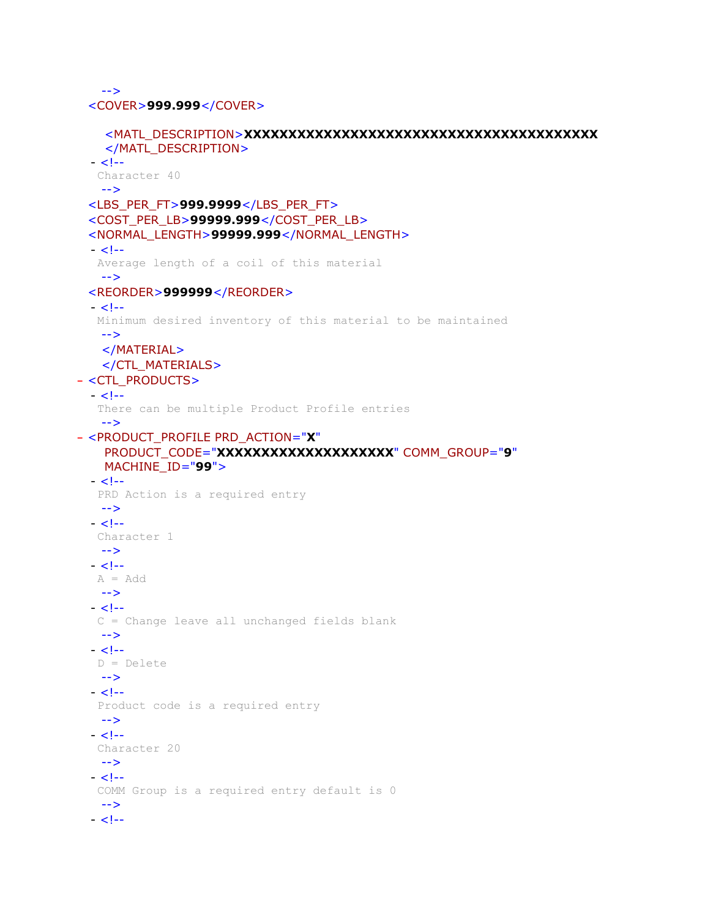```
   -->
  <COVER>999.999</COVER>

    <MATL_DESCRIPTION>XXXXXXXXXXXXXXXXXXXXXXXXXXXXXXXXXXXXXXXX
    </MATL_DESCRIPTION>
  - <!--
   Character 40
   -->
  <LBS_PER_FT>999.9999</LBS_PER_FT>
  <COST_PER_LB>99999.999</COST_PER_LB>
  <NORMAL_LENGTH>99999.999</NORMAL_LENGTH>
  - <!--
   Average length of a coil of this material
   -->
  <REORDER>999999</REORDER>
  - <!--
   Minimum desired inventory of this material to be maintained
   -->
   </MATERIAL>
   </CTL_MATERIALS>
- <CTL_PRODUCTS>
  - <!--
   There can be multiple Product Profile entries
   -->
- <PRODUCT_PROFILE PRD_ACTION="X"
    PRODUCT_CODE="XXXXXXXXXXXXXXXXXXXX" COMM_GROUP="9"
    MACHINE_ID="99">
  - <!--
   PRD Action is a required entry
   -->
  - <!--
   Character 1
   -->
  - <!--
   A = Add
   -->
  - <!--
   C = Change leave all unchanged fields blank
   -->
  - <!--
   D = Delete
   -->
  - <!--
   Product code is a required entry
   -->
  - <!--
   Character 20
   -->
  - <!--
   COMM Group is a required entry default is 0
   -->
  - <!--
```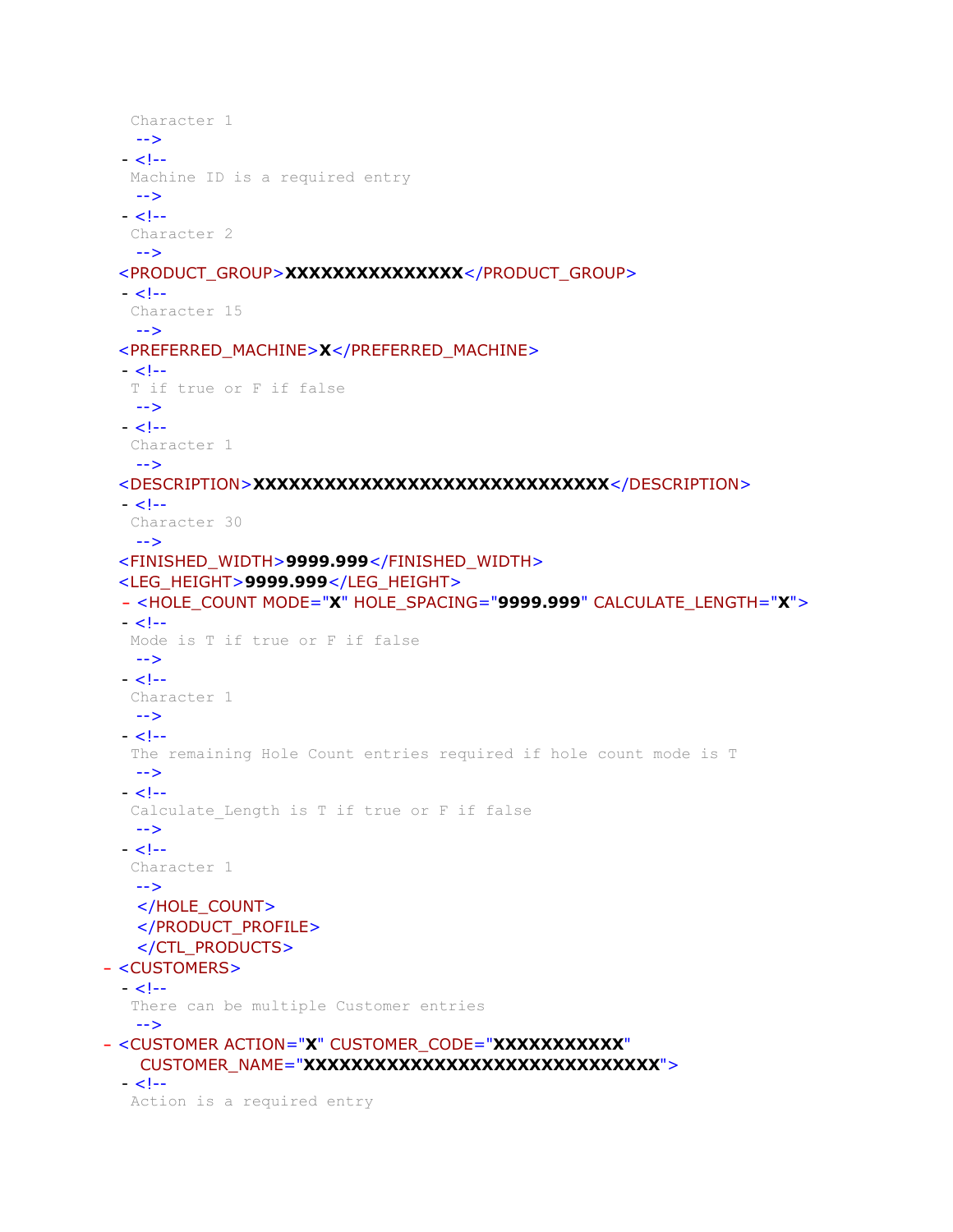```
    Character 1
    -->
  - <!--
    Machine ID is a required entry
    -->
  - <!--
    Character 2
    -->
  <PRODUCT_GROUP>XXXXXXXXXXXXXXX</PRODUCT_GROUP>
  - <!--
    Character 15
    -->
  <PREFERRED_MACHINE>X</PREFERRED_MACHINE>
  - <!--
    T if true or F if false
    -->
  - <!--
    Character 1
    -->
  <DESCRIPTION>XXXXXXXXXXXXXXXXXXXXXXXXXXXXXX</DESCRIPTION>
  - <!--
    Character 30
    -->
  <FINISHED_WIDTH>9999.999</FINISHED_WIDTH>
  <LEG_HEIGHT>9999.999</LEG_HEIGHT>
  - <HOLE_COUNT MODE="X" HOLE_SPACING="9999.999" CALCULATE_LENGTH="X">
  - <!--
    Mode is T if true or F if false
    -->
  - <!--
    Character 1
    -->
  - <!--
    The remaining Hole Count entries required if hole count mode is T
    -->
  - <!--
    Calculate_Length is T if true or F if false
    -->
  - <!--
    Character 1
    -->
    </HOLE_COUNT>
    </PRODUCT_PROFILE>
    </CTL_PRODUCTS>
- <CUSTOMERS>
  - <!--
    There can be multiple Customer entries
    -->
- <CUSTOMER ACTION="X" CUSTOMER_CODE="XXXXXXXXXXX"
    CUSTOMER_NAME="XXXXXXXXXXXXXXXXXXXXXXXXXXXXXX">
  - <!--
    Action is a required entry
```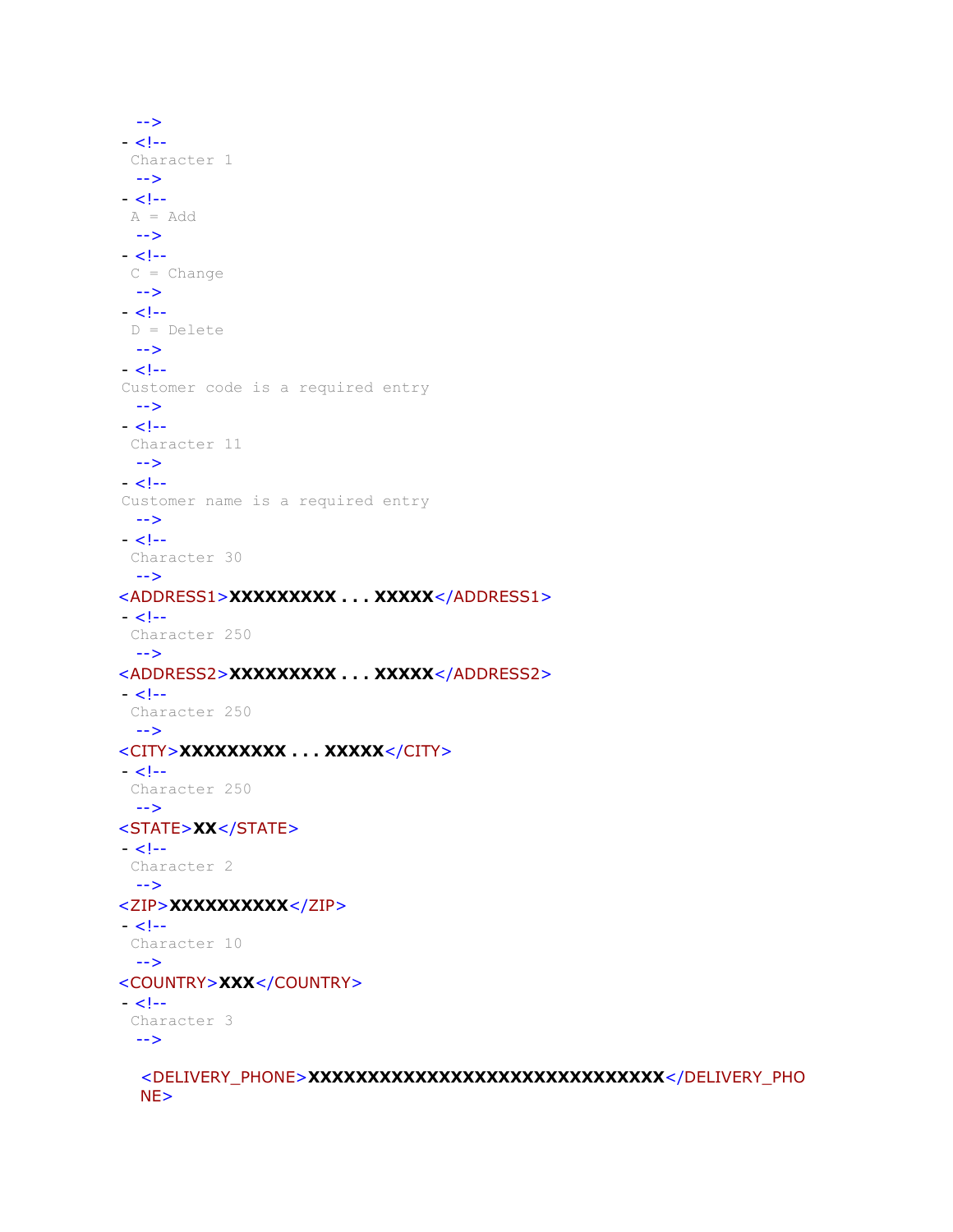```
  -->
- <!--
  Character 1
  -->
- <!--
  A = Add
  -->
- <!--
  C = Change
  -->
- <!--
  D = Delete
  -->
- <!--
 Customer code is a required entry
  -->
- <!--
  Character 11
  -->
- <!--
 Customer name is a required entry
  -->
- <!--
  Character 30
  -->
<ADDRESS1>XXXXXXXXX . . . XXXXX</ADDRESS1>
- <!--
  Character 250
  -->
<ADDRESS2>XXXXXXXXX . . . XXXXX</ADDRESS2>
- <!--
  Character 250
  -->
<CITY>XXXXXXXXX . . . XXXXX</CITY>
- <!--
  Character 250
  -->
<STATE>XX</STATE>
- <!--
  Character 2
  -->
<ZIP>XXXXXXXXXX</ZIP>
- <!--
  Character 10
  -->
<COUNTRY>XXX</COUNTRY>
- <!--
  Character 3
  -->

  <DELIVERY_PHONE>XXXXXXXXXXXXXXXXXXXXXXXXXXXXXX</DELIVERY_PHONE>
```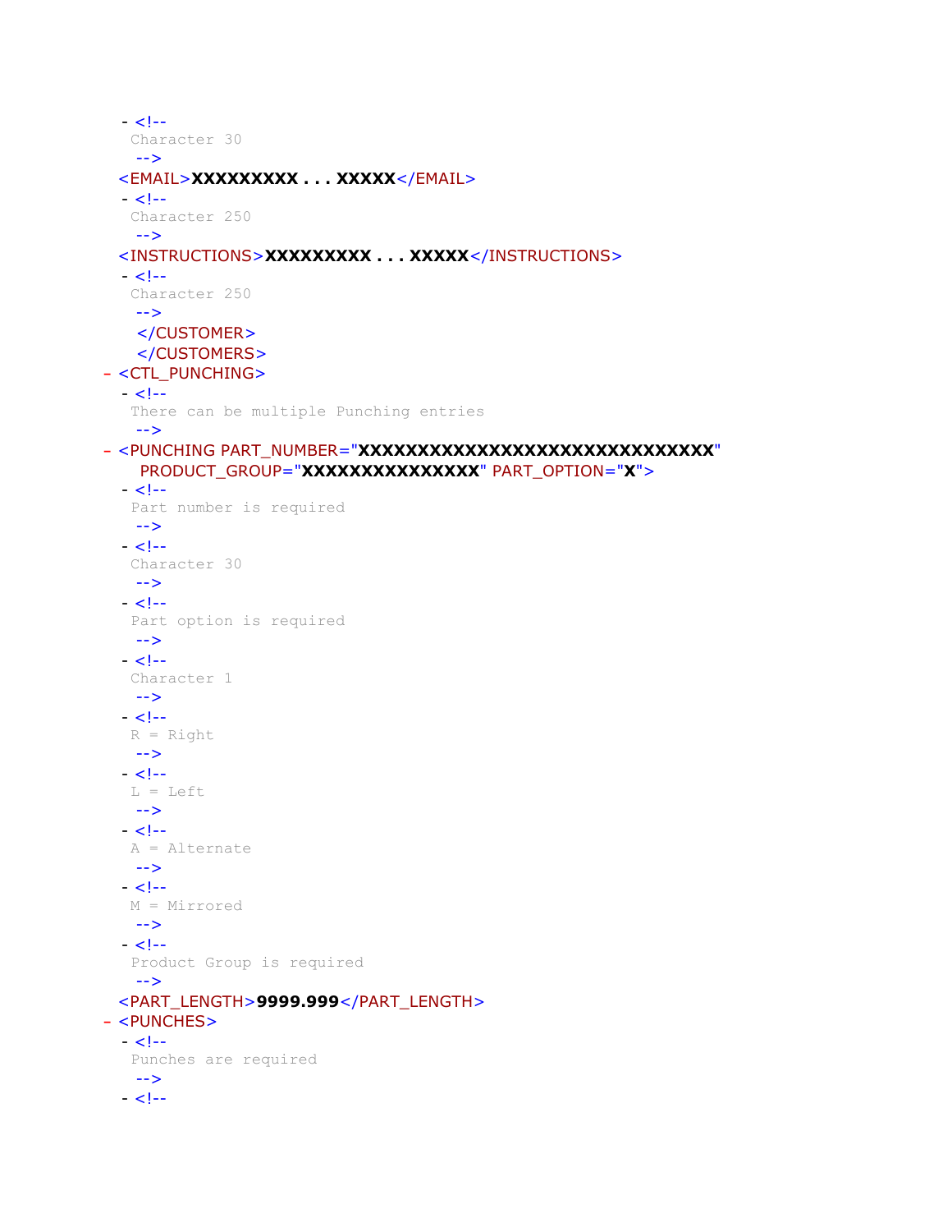```
  - <!--
    Character 30
    -->
  <EMAIL>XXXXXXXXX . . . XXXXX</EMAIL>
  - <!--
    Character 250
    -->
  <INSTRUCTIONS>XXXXXXXXX . . . XXXXX</INSTRUCTIONS>
  - <!--
    Character 250
    -->
    </CUSTOMER>
    </CUSTOMERS>
- <CTL_PUNCHING>
  - <!--
    There can be multiple Punching entries
    -->
- <PUNCHING PART_NUMBER="XXXXXXXXXXXXXXXXXXXXXXXXXXXXXX"
    PRODUCT_GROUP="XXXXXXXXXXXXXXX" PART_OPTION="X">
  - <!--
    Part number is required
    -->
  - <!--
    Character 30
    -->
  - <!--
    Part option is required
    -->
  - <!--
    Character 1
    -->
  - <!--
    R = Right
    -->
  - <!--
    L = Left
    -->
  - <!--
    A = Alternate
    -->
  - <!--
    M = Mirrored
    -->
  - <!--
    Product Group is required
    -->
  <PART_LENGTH>9999.999</PART_LENGTH>
- <PUNCHES>
  - <!--
    Punches are required
    -->
  - <!--
```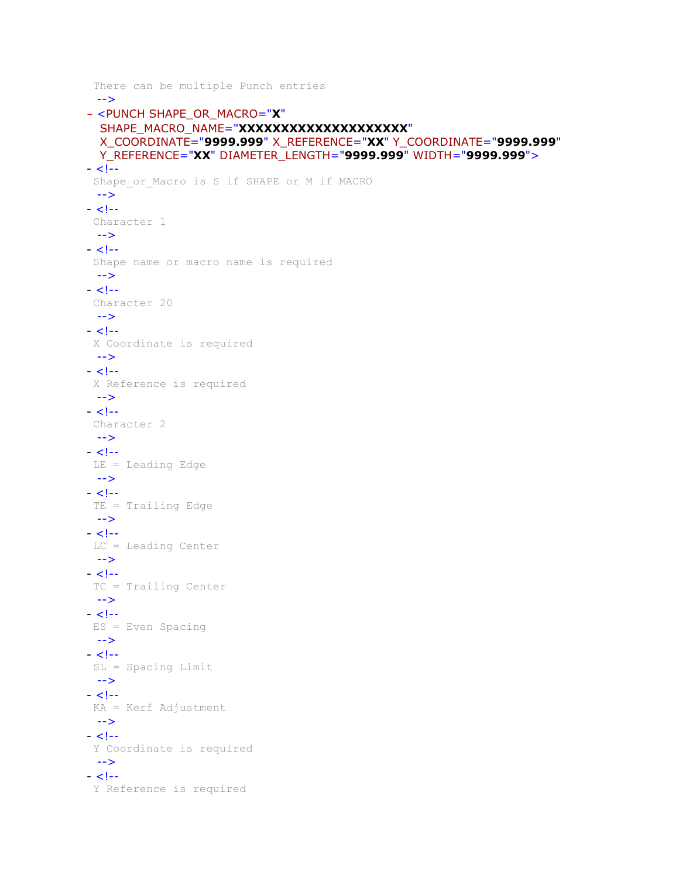```
 There can be multiple Punch entries
  -->
- <PUNCH SHAPE_OR_MACRO="X"
   SHAPE_MACRO_NAME="XXXXXXXXXXXXXXXXXXXX"
   X_COORDINATE="9999.999" X_REFERENCE="XX" Y_COORDINATE="9999.999"
   Y_REFERENCE="XX" DIAMETER_LENGTH="9999.999" WIDTH="9999.999">
- <!--
 Shape_or_Macro is S if SHAPE or M if MACRO
  -->
- <!--
 Character 1
  -->
- <!--
 Shape name or macro name is required
  -->
- <!--
 Character 20
  -->
- <!--
 X Coordinate is required
  -->
- <!--
 X Reference is required
  -->
- <!--
 Character 2
  -->
- <!--
 LE = Leading Edge
  -->
- <!--
 TE = Trailing Edge
  -->
- <!--
 LC = Leading Center
  -->
- <!--
 TC = Trailing Center
  -->
- <!--
 ES = Even Spacing
  -->
- <!--
 SL = Spacing Limit
  -->
- <!--
 KA = Kerf Adjustment
  -->
- <!--
 Y Coordinate is required
  -->
- <!--
 Y Reference is required
```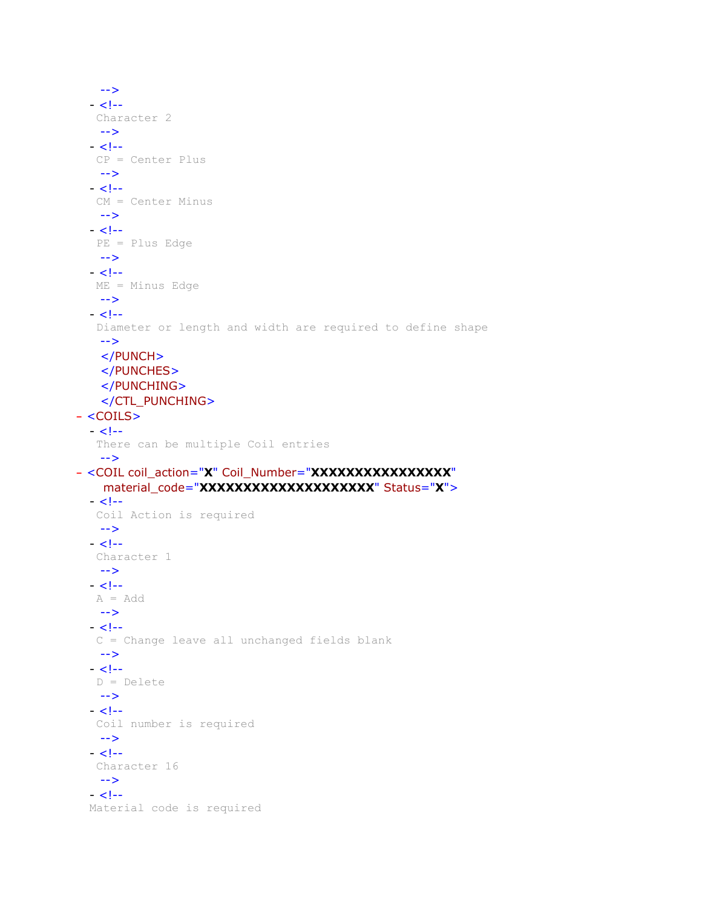```
    -->
  - <!--
    Character 2
    -->
  - <!--
    CP = Center Plus
    -->
  - <!--
    CM = Center Minus
    -->
  - <!--
    PE = Plus Edge
    -->
  - <!--
    ME = Minus Edge
    -->
  - <!--
    Diameter or length and width are required to define shape
    -->
    </PUNCH>
    </PUNCHES>
    </PUNCHING>
    </CTL_PUNCHING>
- <COILS>
  - <!--
    There can be multiple Coil entries
    -->
- <COIL coil_action="X" Coil_Number="XXXXXXXXXXXXXXXX"
    material_code="XXXXXXXXXXXXXXXXXXXX" Status="X">
  - <!--
    Coil Action is required
    -->
  - <!--
    Character 1
    -->
  - <!--
    A = Add
    -->
  - <!--
    C = Change leave all unchanged fields blank
    -->
  - <!--
    D = Delete
    -->
  - <!--
    Coil number is required
    -->
  - <!--
    Character 16
    -->
  - <!--
  Material code is required
```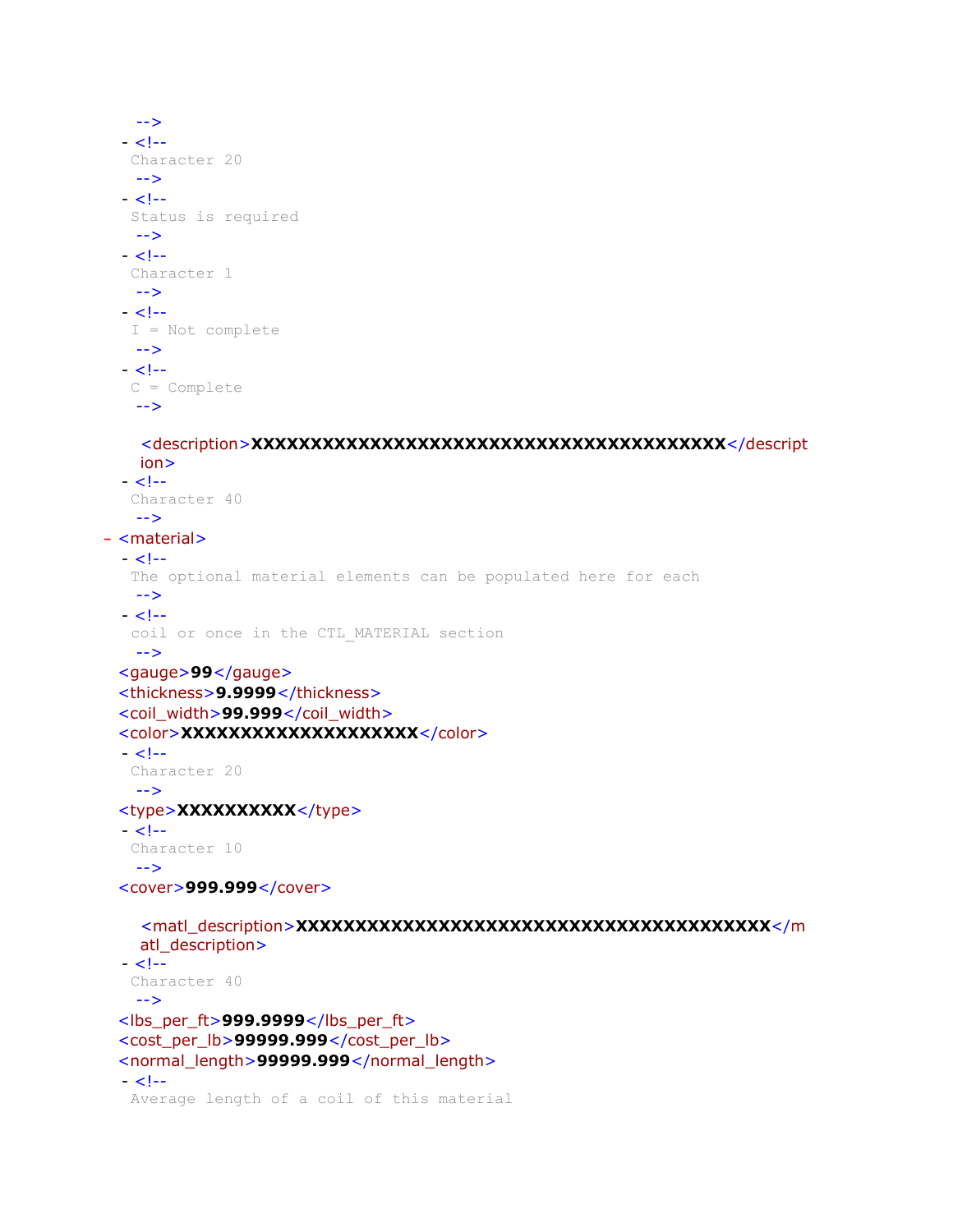```
  -->
- <!--
  Character 20
  -->
- <!--
  Status is required
  -->
- <!--
  Character 1
  -->
- <!--
  I = Not complete
  -->
- <!--
  C = Complete
  -->

   <description>XXXXXXXXXXXXXXXXXXXXXXXXXXXXXXXXXXXXXXXX</description>
- <!--
  Character 40
  -->
- <material>
  - <!--
    The optional material elements can be populated here for each
    -->
  - <!--
    coil or once in the CTL_MATERIAL section
    -->
  <gauge>99</gauge>
  <thickness>9.9999</thickness>
  <coil_width>99.999</coil_width>
  <color>XXXXXXXXXXXXXXXXXXXX</color>
  - <!--
    Character 20
    -->
  <type>XXXXXXXXXX</type>
  - <!--
    Character 10
    -->
  <cover>999.999</cover>

   <matl_description>XXXXXXXXXXXXXXXXXXXXXXXXXXXXXXXXXXXXXXXX</matl_description>
  - <!--
    Character 40
    -->
  <lbs_per_ft>999.9999</lbs_per_ft>
  <cost_per_lb>99999.999</cost_per_lb>
  <normal_length>99999.999</normal_length>
  - <!--
    Average length of a coil of this material
```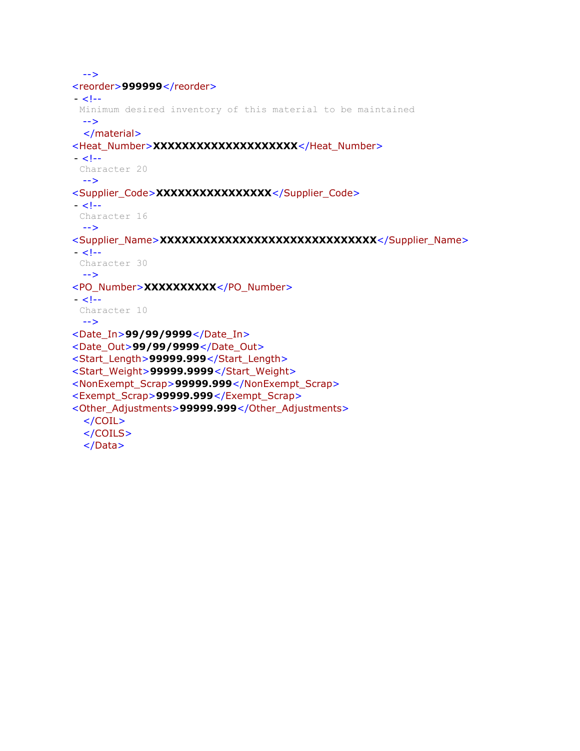```
  -->
<reorder>999999</reorder>
- <!--
 Minimum desired inventory of this material to be maintained
  -->
  </material>
<Heat_Number>XXXXXXXXXXXXXXXXXXXX</Heat_Number>
- <!--
 Character 20
  -->
<Supplier_Code>XXXXXXXXXXXXXXXX</Supplier_Code>
- <!--
 Character 16
  -->
<Supplier_Name>XXXXXXXXXXXXXXXXXXXXXXXXXXXXXX</Supplier_Name>
- <!--
 Character 30
  -->
<PO_Number>XXXXXXXXXX</PO_Number>
- <!--
 Character 10
  -->
<Date_In>99/99/9999</Date_In>
<Date_Out>99/99/9999</Date_Out>
<Start_Length>99999.999</Start_Length>
<Start_Weight>99999.9999</Start_Weight>
<NonExempt_Scrap>99999.999</NonExempt_Scrap>
<Exempt_Scrap>99999.999</Exempt_Scrap>
<Other_Adjustments>99999.999</Other_Adjustments>
  </COIL>
  </COILS>
  </Data>
```